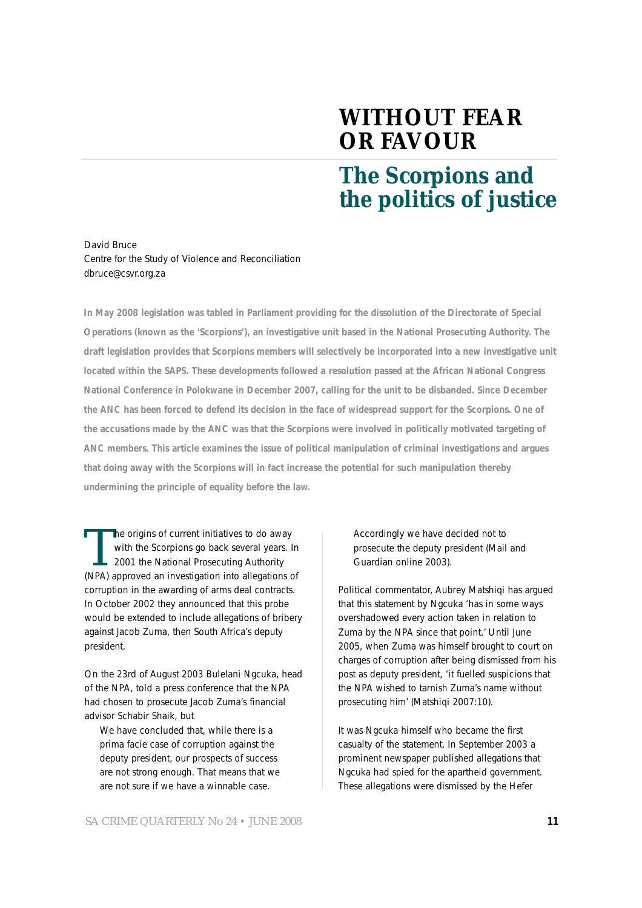# WITHOUT FEAR OR FAVOUR

## The Scorpions and the politics of justice

David Bruce
Centre for the Study of Violence and Reconciliation
dbruce@csvr.org.za

**In May 2008 legislation was tabled in Parliament providing for the dissolution of the Directorate of Special Operations (known as the 'Scorpions'), an investigative unit based in the National Prosecuting Authority. The draft legislation provides that Scorpions members will selectively be incorporated into a new investigative unit located within the SAPS. These developments followed a resolution passed at the African National Congress National Conference in Polokwane in December 2007, calling for the unit to be disbanded. Since December the ANC has been forced to defend its decision in the face of widespread support for the Scorpions. One of the accusations made by the ANC was that the Scorpions were involved in politically motivated targeting of ANC members. This article examines the issue of political manipulation of criminal investigations and argues that doing away with the Scorpions will in fact increase the potential for such manipulation thereby undermining the principle of equality before the law.**

The origins of current initiatives to do away with the Scorpions go back several years. In 2001 the National Prosecuting Authority (NPA) approved an investigation into allegations of corruption in the awarding of arms deal contracts. In October 2002 they announced that this probe would be extended to include allegations of bribery against Jacob Zuma, then South Africa's deputy president.

On the 23rd of August 2003 Bulelani Ngcuka, head of the NPA, told a press conference that the NPA had chosen to prosecute Jacob Zuma's financial advisor Schabir Shaik, but

> We have concluded that, while there is a prima facie case of corruption against the deputy president, our prospects of success are not strong enough. That means that we are not sure if we have a winnable case. Accordingly we have decided not to prosecute the deputy president (Mail and Guardian online 2003).

Political commentator, Aubrey Matshiqi has argued that this statement by Ngcuka 'has in some ways overshadowed every action taken in relation to Zuma by the NPA since that point.' Until June 2005, when Zuma was himself brought to court on charges of corruption after being dismissed from his post as deputy president, 'it fuelled suspicions that the NPA wished to tarnish Zuma's name without prosecuting him' (Matshiqi 2007:10).

It was Ngcuka himself who became the first casualty of the statement. In September 2003 a prominent newspaper published allegations that Ngcuka had spied for the apartheid government. These allegations were dismissed by the Hefer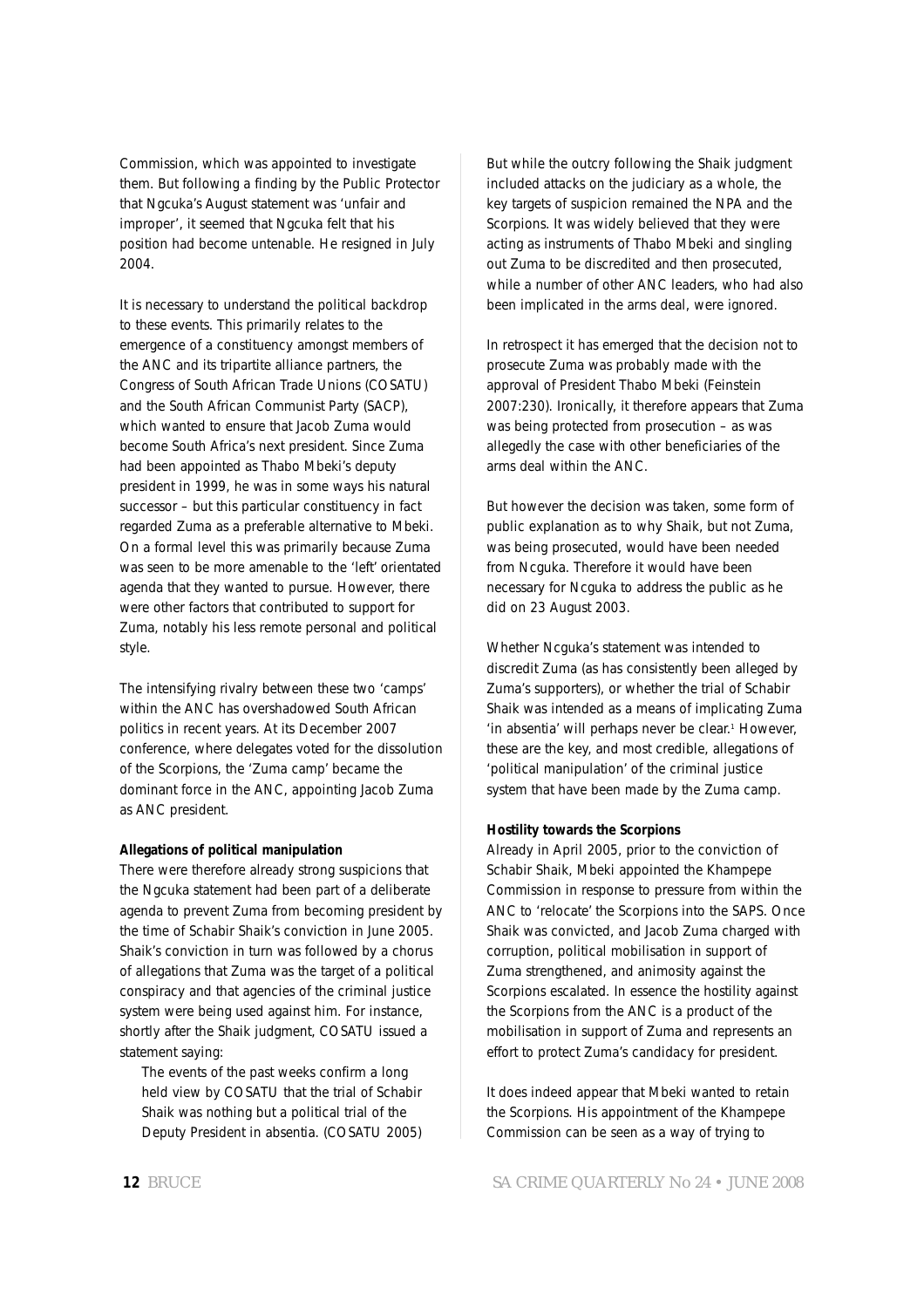Commission, which was appointed to investigate them. But following a finding by the Public Protector that Ngcuka's August statement was 'unfair and improper', it seemed that Ngcuka felt that his position had become untenable. He resigned in July 2004.

It is necessary to understand the political backdrop to these events. This primarily relates to the emergence of a constituency amongst members of the ANC and its tripartite alliance partners, the Congress of South African Trade Unions (COSATU) and the South African Communist Party (SACP), which wanted to ensure that Jacob Zuma would become South Africa's next president. Since Zuma had been appointed as Thabo Mbeki's deputy president in 1999, he was in some ways his natural successor – but this particular constituency in fact regarded Zuma as a preferable alternative to Mbeki. On a formal level this was primarily because Zuma was seen to be more amenable to the 'left' orientated agenda that they wanted to pursue. However, there were other factors that contributed to support for Zuma, notably his less remote personal and political style.

The intensifying rivalry between these two 'camps' within the ANC has overshadowed South African politics in recent years. At its December 2007 conference, where delegates voted for the dissolution of the Scorpions, the 'Zuma camp' became the dominant force in the ANC, appointing Jacob Zuma as ANC president.

**Allegations of political manipulation**

There were therefore already strong suspicions that the Ngcuka statement had been part of a deliberate agenda to prevent Zuma from becoming president by the time of Schabir Shaik's conviction in June 2005. Shaik's conviction in turn was followed by a chorus of allegations that Zuma was the target of a political conspiracy and that agencies of the criminal justice system were being used against him. For instance, shortly after the Shaik judgment, COSATU issued a statement saying:

> The events of the past weeks confirm a long held view by COSATU that the trial of Schabir Shaik was nothing but a political trial of the Deputy President in absentia. (COSATU 2005)

But while the outcry following the Shaik judgment included attacks on the judiciary as a whole, the key targets of suspicion remained the NPA and the Scorpions. It was widely believed that they were acting as instruments of Thabo Mbeki and singling out Zuma to be discredited and then prosecuted, while a number of other ANC leaders, who had also been implicated in the arms deal, were ignored.

In retrospect it has emerged that the decision not to prosecute Zuma was probably made with the approval of President Thabo Mbeki (Feinstein 2007:230). Ironically, it therefore appears that Zuma was being protected from prosecution – as was allegedly the case with other beneficiaries of the arms deal within the ANC.

But however the decision was taken, some form of public explanation as to why Shaik, but not Zuma, was being prosecuted, would have been needed from Ncguka. Therefore it would have been necessary for Ncguka to address the public as he did on 23 August 2003.

Whether Ncguka's statement was intended to discredit Zuma (as has consistently been alleged by Zuma's supporters), or whether the trial of Schabir Shaik was intended as a means of implicating Zuma 'in absentia' will perhaps never be clear.[1] However, these are the key, and most credible, allegations of 'political manipulation' of the criminal justice system that have been made by the Zuma camp.

**Hostility towards the Scorpions**

Already in April 2005, prior to the conviction of Schabir Shaik, Mbeki appointed the Khampepe Commission in response to pressure from within the ANC to 'relocate' the Scorpions into the SAPS. Once Shaik was convicted, and Jacob Zuma charged with corruption, political mobilisation in support of Zuma strengthened, and animosity against the Scorpions escalated. In essence the hostility against the Scorpions from the ANC is a product of the mobilisation in support of Zuma and represents an effort to protect Zuma's candidacy for president.

It does indeed appear that Mbeki wanted to retain the Scorpions. His appointment of the Khampepe Commission can be seen as a way of trying to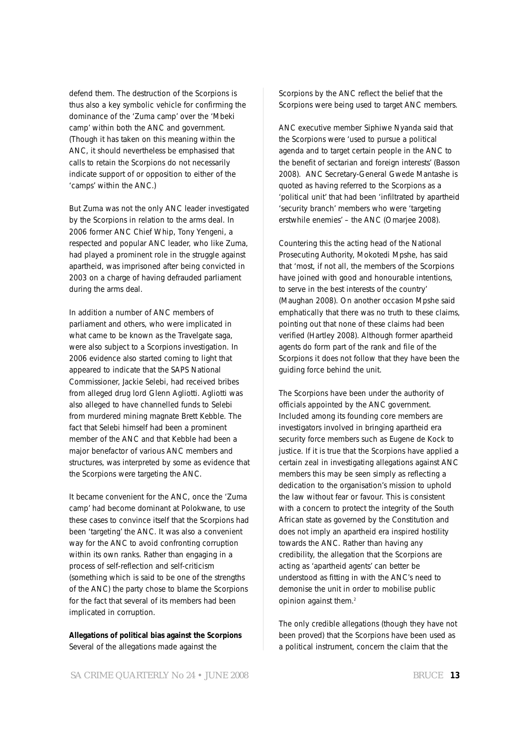defend them. The destruction of the Scorpions is thus also a key symbolic vehicle for confirming the dominance of the 'Zuma camp' over the 'Mbeki camp' within both the ANC and government. (Though it has taken on this meaning within the ANC, it should nevertheless be emphasised that calls to retain the Scorpions do not necessarily indicate support of or opposition to either of the 'camps' within the ANC.)

But Zuma was not the only ANC leader investigated by the Scorpions in relation to the arms deal. In 2006 former ANC Chief Whip, Tony Yengeni, a respected and popular ANC leader, who like Zuma, had played a prominent role in the struggle against apartheid, was imprisoned after being convicted in 2003 on a charge of having defrauded parliament during the arms deal.

In addition a number of ANC members of parliament and others, who were implicated in what came to be known as the Travelgate saga, were also subject to a Scorpions investigation. In 2006 evidence also started coming to light that appeared to indicate that the SAPS National Commissioner, Jackie Selebi, had received bribes from alleged drug lord Glenn Agliotti. Agliotti was also alleged to have channelled funds to Selebi from murdered mining magnate Brett Kebble. The fact that Selebi himself had been a prominent member of the ANC and that Kebble had been a major benefactor of various ANC members and structures, was interpreted by some as evidence that the Scorpions were targeting the ANC.

It became convenient for the ANC, once the 'Zuma camp' had become dominant at Polokwane, to use these cases to convince itself that the Scorpions had been 'targeting' the ANC. It was also a convenient way for the ANC to avoid confronting corruption within its own ranks. Rather than engaging in a process of self-reflection and self-criticism (something which is said to be one of the strengths of the ANC) the party chose to blame the Scorpions for the fact that several of its members had been implicated in corruption.

**Allegations of political bias against the Scorpions**

Several of the allegations made against the Scorpions by the ANC reflect the belief that the Scorpions were being used to target ANC members.

ANC executive member Siphiwe Nyanda said that the Scorpions were 'used to pursue a political agenda and to target certain people in the ANC to the benefit of sectarian and foreign interests' (Basson 2008). ANC Secretary-General Gwede Mantashe is quoted as having referred to the Scorpions as a 'political unit' that had been 'infiltrated by apartheid 'security branch' members who were 'targeting erstwhile enemies' – the ANC (Omarjee 2008).

Countering this the acting head of the National Prosecuting Authority, Mokotedi Mpshe, has said that 'most, if not all, the members of the Scorpions have joined with good and honourable intentions, to serve in the best interests of the country' (Maughan 2008). On another occasion Mpshe said emphatically that there was no truth to these claims, pointing out that none of these claims had been verified (Hartley 2008). Although former apartheid agents do form part of the rank and file of the Scorpions it does not follow that they have been the guiding force behind the unit.

The Scorpions have been under the authority of officials appointed by the ANC government. Included among its founding core members are investigators involved in bringing apartheid era security force members such as Eugene de Kock to justice. If it is true that the Scorpions have applied a certain zeal in investigating allegations against ANC members this may be seen simply as reflecting a dedication to the organisation's mission to uphold the law without fear or favour. This is consistent with a concern to protect the integrity of the South African state as governed by the Constitution and does not imply an apartheid era inspired hostility towards the ANC. Rather than having any credibility, the allegation that the Scorpions are acting as 'apartheid agents' can better be understood as fitting in with the ANC's need to demonise the unit in order to mobilise public opinion against them.[2]

The only credible allegations (though they have not been proved) that the Scorpions have been used as a political instrument, concern the claim that the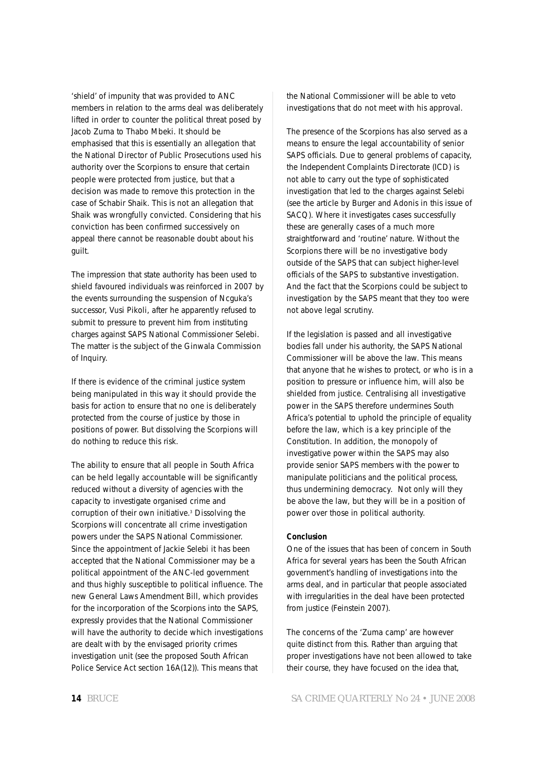'shield' of impunity that was provided to ANC members in relation to the arms deal was deliberately lifted in order to counter the political threat posed by Jacob Zuma to Thabo Mbeki. It should be emphasised that this is essentially an allegation that the National Director of Public Prosecutions used his authority over the Scorpions to ensure that certain people were protected from justice, but that a decision was made to remove this protection in the case of Schabir Shaik. This is not an allegation that Shaik was wrongfully convicted. Considering that his conviction has been confirmed successively on appeal there cannot be reasonable doubt about his guilt.

The impression that state authority has been used to shield favoured individuals was reinforced in 2007 by the events surrounding the suspension of Ncguka's successor, Vusi Pikoli, after he apparently refused to submit to pressure to prevent him from instituting charges against SAPS National Commissioner Selebi. The matter is the subject of the Ginwala Commission of Inquiry.

If there is evidence of the criminal justice system being manipulated in this way it should provide the basis for action to ensure that no one is deliberately protected from the course of justice by those in positions of power. But dissolving the Scorpions will do nothing to reduce this risk.

The ability to ensure that all people in South Africa can be held legally accountable will be significantly reduced without a diversity of agencies with the capacity to investigate organised crime and corruption of their own initiative.[3] Dissolving the Scorpions will concentrate all crime investigation powers under the SAPS National Commissioner. Since the appointment of Jackie Selebi it has been accepted that the National Commissioner may be a political appointment of the ANC-led government and thus highly susceptible to political influence. The new General Laws Amendment Bill, which provides for the incorporation of the Scorpions into the SAPS, expressly provides that the National Commissioner will have the authority to decide which investigations are dealt with by the envisaged priority crimes investigation unit (see the proposed South African Police Service Act section 16A(12)). This means that the National Commissioner will be able to veto investigations that do not meet with his approval.

The presence of the Scorpions has also served as a means to ensure the legal accountability of senior SAPS officials. Due to general problems of capacity, the Independent Complaints Directorate (ICD) is not able to carry out the type of sophisticated investigation that led to the charges against Selebi (see the article by Burger and Adonis in this issue of SACQ). Where it investigates cases successfully these are generally cases of a much more straightforward and 'routine' nature. Without the Scorpions there will be no investigative body outside of the SAPS that can subject higher-level officials of the SAPS to substantive investigation. And the fact that the Scorpions could be subject to investigation by the SAPS meant that they too were not above legal scrutiny.

If the legislation is passed and all investigative bodies fall under his authority, the SAPS National Commissioner will be above the law. This means that anyone that he wishes to protect, or who is in a position to pressure or influence him, will also be shielded from justice. Centralising all investigative power in the SAPS therefore undermines South Africa's potential to uphold the principle of equality before the law, which is a key principle of the Constitution. In addition, the monopoly of investigative power within the SAPS may also provide senior SAPS members with the power to manipulate politicians and the political process, thus undermining democracy. Not only will they be above the law, but they will be in a position of power over those in political authority.

**Conclusion**

One of the issues that has been of concern in South Africa for several years has been the South African government's handling of investigations into the arms deal, and in particular that people associated with irregularities in the deal have been protected from justice (Feinstein 2007).

The concerns of the 'Zuma camp' are however quite distinct from this. Rather than arguing that proper investigations have not been allowed to take their course, they have focused on the idea that,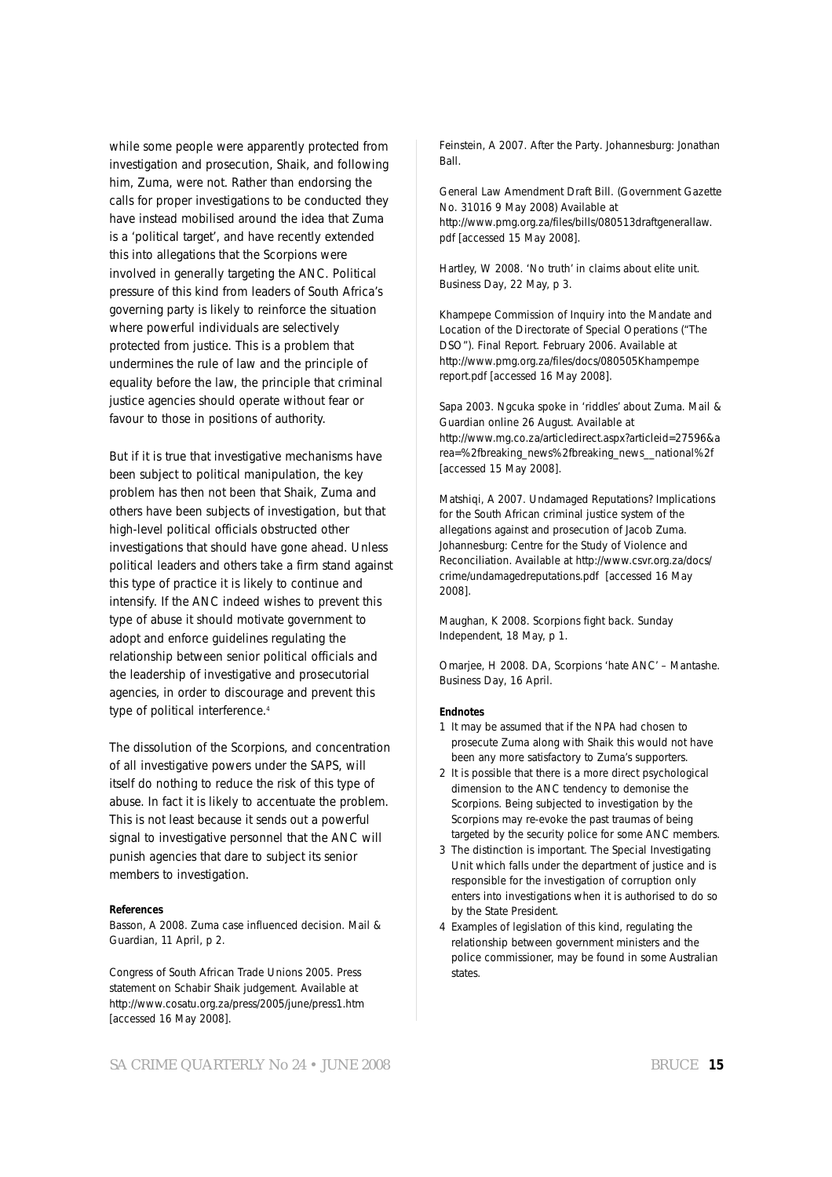while some people were apparently protected from investigation and prosecution, Shaik, and following him, Zuma, were not. Rather than endorsing the calls for proper investigations to be conducted they have instead mobilised around the idea that Zuma is a 'political target', and have recently extended this into allegations that the Scorpions were involved in generally targeting the ANC. Political pressure of this kind from leaders of South Africa's governing party is likely to reinforce the situation where powerful individuals are selectively protected from justice. This is a problem that undermines the rule of law and the principle of equality before the law, the principle that criminal justice agencies should operate without fear or favour to those in positions of authority.

But if it is true that investigative mechanisms have been subject to political manipulation, the key problem has then not been that Shaik, Zuma and others have been subjects of investigation, but that high-level political officials obstructed other investigations that should have gone ahead. Unless political leaders and others take a firm stand against this type of practice it is likely to continue and intensify. If the ANC indeed wishes to prevent this type of abuse it should motivate government to adopt and enforce guidelines regulating the relationship between senior political officials and the leadership of investigative and prosecutorial agencies, in order to discourage and prevent this type of political interference.[4]

The dissolution of the Scorpions, and concentration of all investigative powers under the SAPS, will itself do nothing to reduce the risk of this type of abuse. In fact it is likely to accentuate the problem. This is not least because it sends out a powerful signal to investigative personnel that the ANC will punish agencies that dare to subject its senior members to investigation.

**References**

Basson, A 2008. Zuma case influenced decision. Mail & Guardian, 11 April, p 2.

Congress of South African Trade Unions 2005. Press statement on Schabir Shaik judgement. Available at http://www.cosatu.org.za/press/2005/june/press1.htm [accessed 16 May 2008].

Feinstein, A 2007. After the Party. Johannesburg: Jonathan Ball.

General Law Amendment Draft Bill. (Government Gazette No. 31016 9 May 2008) Available at http://www.pmg.org.za/files/bills/080513draftgenerallaw.pdf [accessed 15 May 2008].

Hartley, W 2008. 'No truth' in claims about elite unit. Business Day, 22 May, p 3.

Khampepe Commission of Inquiry into the Mandate and Location of the Directorate of Special Operations ("The DSO"). Final Report. February 2006. Available at http://www.pmg.org.za/files/docs/080505Khampempe report.pdf [accessed 16 May 2008].

Sapa 2003. Ngcuka spoke in 'riddles' about Zuma. Mail & Guardian online 26 August. Available at http://www.mg.co.za/articledirect.aspx?articleid=27596&area=%2fbreaking_news%2fbreaking_news__national%2f [accessed 15 May 2008].

Matshiqi, A 2007. Undamaged Reputations? Implications for the South African criminal justice system of the allegations against and prosecution of Jacob Zuma. Johannesburg: Centre for the Study of Violence and Reconciliation. Available at http://www.csvr.org.za/docs/crime/undamagedreputations.pdf [accessed 16 May 2008].

Maughan, K 2008. Scorpions fight back. Sunday Independent, 18 May, p 1.

Omarjee, H 2008. DA, Scorpions 'hate ANC' – Mantashe. Business Day, 16 April.

**Endnotes**

1. It may be assumed that if the NPA had chosen to prosecute Zuma along with Shaik this would not have been any more satisfactory to Zuma's supporters.
2. It is possible that there is a more direct psychological dimension to the ANC tendency to demonise the Scorpions. Being subjected to investigation by the Scorpions may re-evoke the past traumas of being targeted by the security police for some ANC members.
3. The distinction is important. The Special Investigating Unit which falls under the department of justice and is responsible for the investigation of corruption only enters into investigations when it is authorised to do so by the State President.
4. Examples of legislation of this kind, regulating the relationship between government ministers and the police commissioner, may be found in some Australian states.